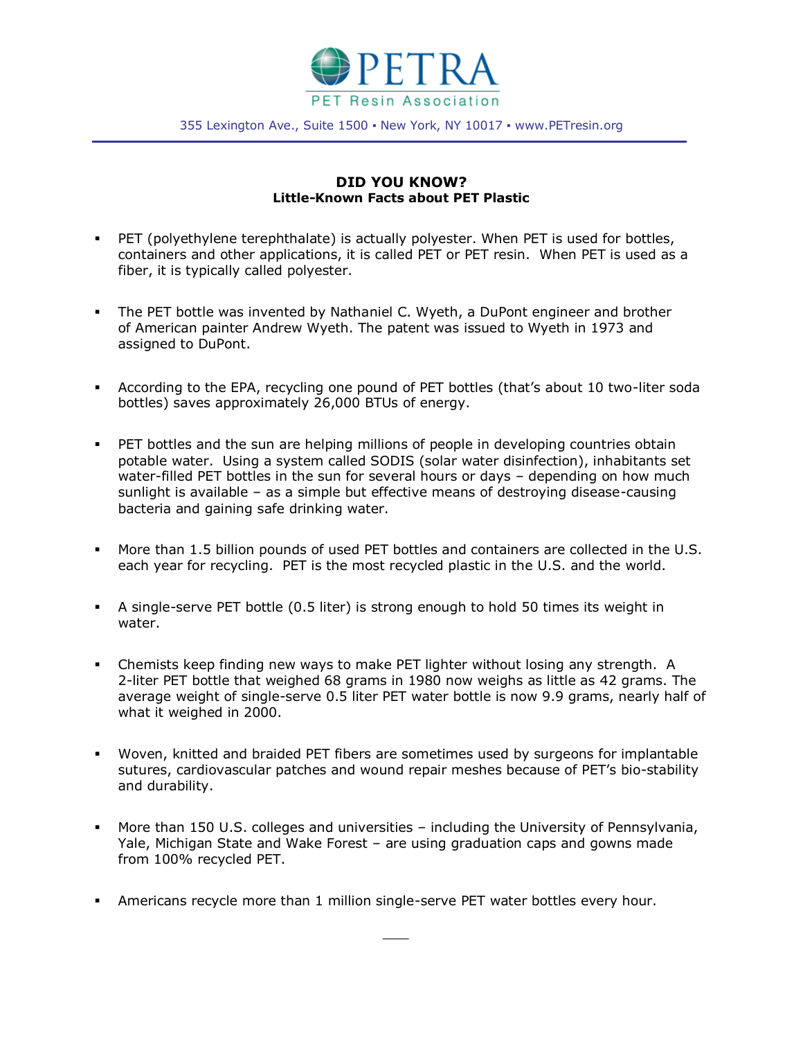PETRA

PET Resin Association

355 Lexington Ave., Suite 1500 ▪ New York, NY 10017 ▪ www.PETresin.org

## DID YOU KNOW?

### Little-Known Facts about PET Plastic

- PET (polyethylene terephthalate) is actually polyester. When PET is used for bottles, containers and other applications, it is called PET or PET resin. When PET is used as a fiber, it is typically called polyester.

- The PET bottle was invented by Nathaniel C. Wyeth, a DuPont engineer and brother of American painter Andrew Wyeth. The patent was issued to Wyeth in 1973 and assigned to DuPont.

- According to the EPA, recycling one pound of PET bottles (that's about 10 two-liter soda bottles) saves approximately 26,000 BTUs of energy.

- PET bottles and the sun are helping millions of people in developing countries obtain potable water. Using a system called SODIS (solar water disinfection), inhabitants set water-filled PET bottles in the sun for several hours or days – depending on how much sunlight is available – as a simple but effective means of destroying disease-causing bacteria and gaining safe drinking water.

- More than 1.5 billion pounds of used PET bottles and containers are collected in the U.S. each year for recycling. PET is the most recycled plastic in the U.S. and the world.

- A single-serve PET bottle (0.5 liter) is strong enough to hold 50 times its weight in water.

- Chemists keep finding new ways to make PET lighter without losing any strength. A 2-liter PET bottle that weighed 68 grams in 1980 now weighs as little as 42 grams. The average weight of single-serve 0.5 liter PET water bottle is now 9.9 grams, nearly half of what it weighed in 2000.

- Woven, knitted and braided PET fibers are sometimes used by surgeons for implantable sutures, cardiovascular patches and wound repair meshes because of PET's bio-stability and durability.

- More than 150 U.S. colleges and universities – including the University of Pennsylvania, Yale, Michigan State and Wake Forest – are using graduation caps and gowns made from 100% recycled PET.

- Americans recycle more than 1 million single-serve PET water bottles every hour.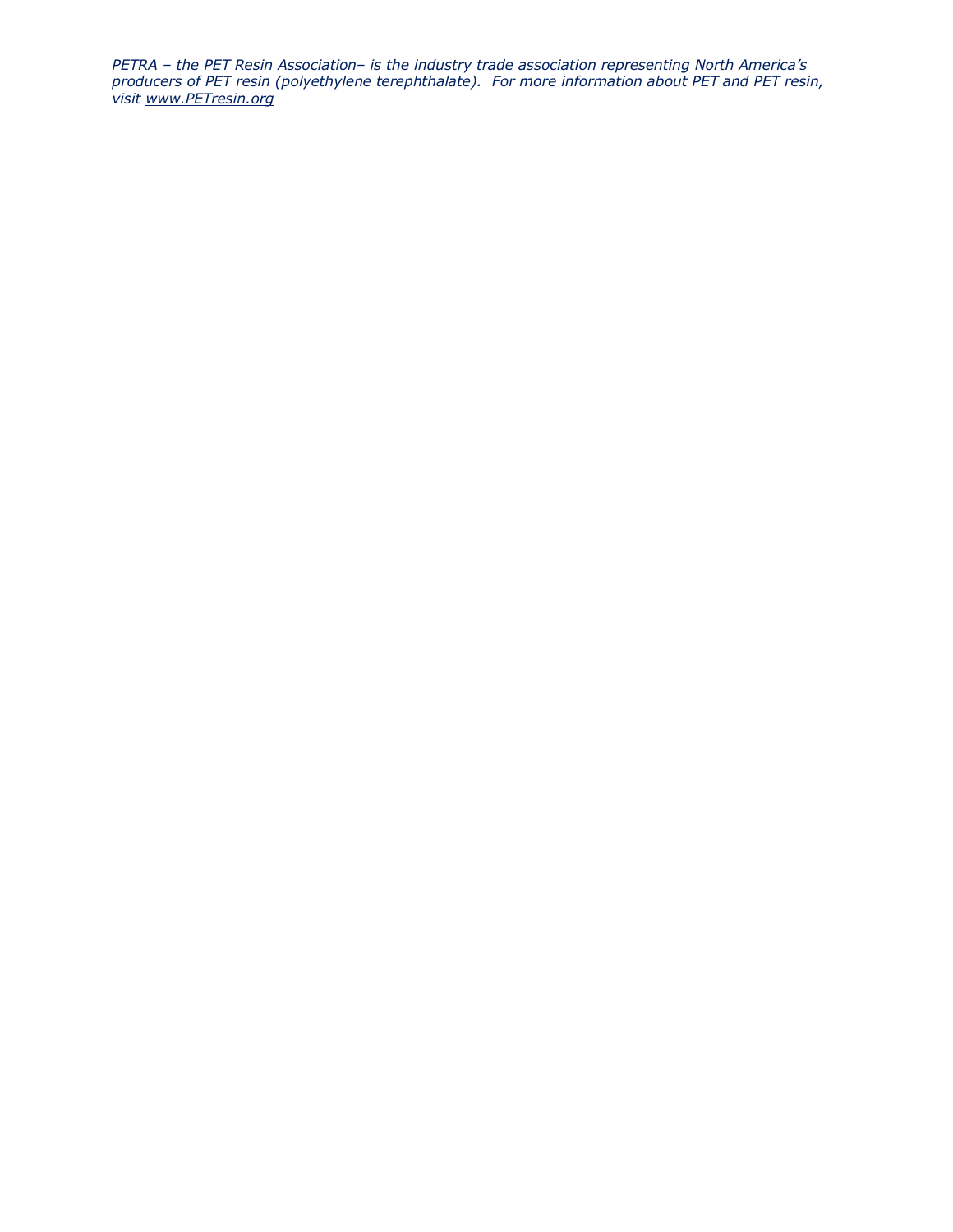*PETRA – the PET Resin Association– is the industry trade association representing North America's producers of PET resin (polyethylene terephthalate). For more information about PET and PET resin, visit [www.PETresin.org](http://www.PETresin.org)*